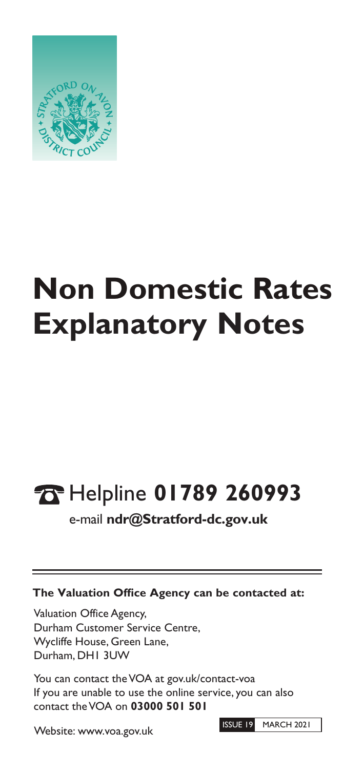# Non Domestic Rates Explanatory Notes

## Helpline **01789 260993**

e-mail **ndr@Stratford-dc.gov.uk**

---

**The Valuation Office Agency can be contacted at:**

Valuation Office Agency,
Durham Customer Service Centre,
Wycliffe House, Green Lane,
Durham, DH1 3UW

You can contact the VOA at gov.uk/contact-voa
If you are unable to use the online service, you can also contact the VOA on **03000 501 501**

Website: www.voa.gov.uk

ISSUE 19 MARCH 2021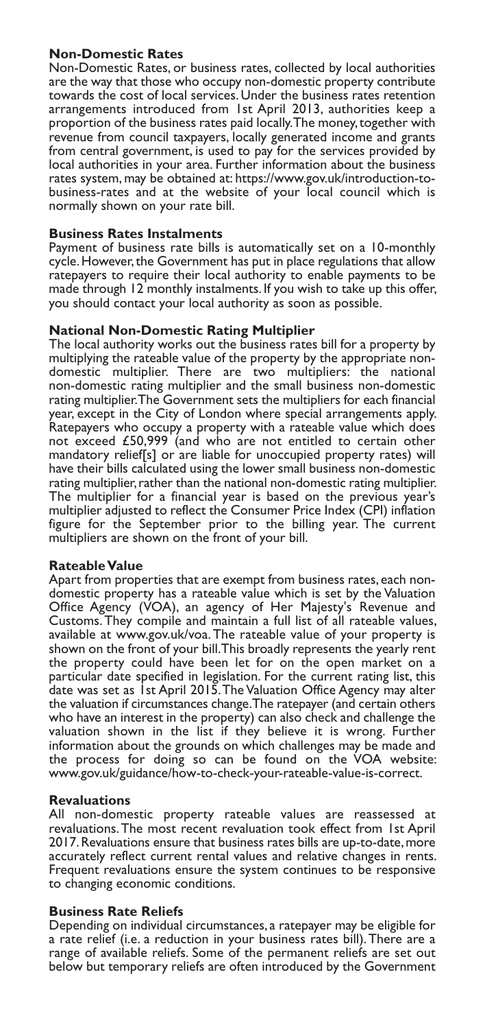## Non-Domestic Rates

Non-Domestic Rates, or business rates, collected by local authorities are the way that those who occupy non-domestic property contribute towards the cost of local services. Under the business rates retention arrangements introduced from 1st April 2013, authorities keep a proportion of the business rates paid locally. The money, together with revenue from council taxpayers, locally generated income and grants from central government, is used to pay for the services provided by local authorities in your area. Further information about the business rates system, may be obtained at: https://www.gov.uk/introduction-to-business-rates and at the website of your local council which is normally shown on your rate bill.

## Business Rates Instalments

Payment of business rate bills is automatically set on a 10-monthly cycle. However, the Government has put in place regulations that allow ratepayers to require their local authority to enable payments to be made through 12 monthly instalments. If you wish to take up this offer, you should contact your local authority as soon as possible.

## National Non-Domestic Rating Multiplier

The local authority works out the business rates bill for a property by multiplying the rateable value of the property by the appropriate non-domestic multiplier. There are two multipliers: the national non-domestic rating multiplier and the small business non-domestic rating multiplier. The Government sets the multipliers for each financial year, except in the City of London where special arrangements apply. Ratepayers who occupy a property with a rateable value which does not exceed £50,999 (and who are not entitled to certain other mandatory relief[s] or are liable for unoccupied property rates) will have their bills calculated using the lower small business non-domestic rating multiplier, rather than the national non-domestic rating multiplier. The multiplier for a financial year is based on the previous year's multiplier adjusted to reflect the Consumer Price Index (CPI) inflation figure for the September prior to the billing year. The current multipliers are shown on the front of your bill.

## Rateable Value

Apart from properties that are exempt from business rates, each non-domestic property has a rateable value which is set by the Valuation Office Agency (VOA), an agency of Her Majesty's Revenue and Customs. They compile and maintain a full list of all rateable values, available at www.gov.uk/voa. The rateable value of your property is shown on the front of your bill. This broadly represents the yearly rent the property could have been let for on the open market on a particular date specified in legislation. For the current rating list, this date was set as 1st April 2015. The Valuation Office Agency may alter the valuation if circumstances change. The ratepayer (and certain others who have an interest in the property) can also check and challenge the valuation shown in the list if they believe it is wrong. Further information about the grounds on which challenges may be made and the process for doing so can be found on the VOA website: www.gov.uk/guidance/how-to-check-your-rateable-value-is-correct.

## Revaluations

All non-domestic property rateable values are reassessed at revaluations. The most recent revaluation took effect from 1st April 2017. Revaluations ensure that business rates bills are up-to-date, more accurately reflect current rental values and relative changes in rents. Frequent revaluations ensure the system continues to be responsive to changing economic conditions.

## Business Rate Reliefs

Depending on individual circumstances, a ratepayer may be eligible for a rate relief (i.e. a reduction in your business rates bill). There are a range of available reliefs. Some of the permanent reliefs are set out below but temporary reliefs are often introduced by the Government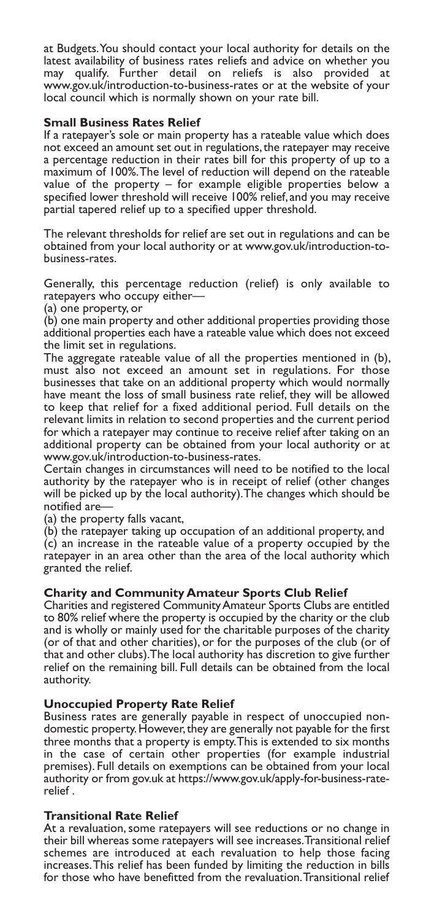at Budgets. You should contact your local authority for details on the latest availability of business rates reliefs and advice on whether you may qualify. Further detail on reliefs is also provided at www.gov.uk/introduction-to-business-rates or at the website of your local council which is normally shown on your rate bill.

### Small Business Rates Relief

If a ratepayer's sole or main property has a rateable value which does not exceed an amount set out in regulations, the ratepayer may receive a percentage reduction in their rates bill for this property of up to a maximum of 100%. The level of reduction will depend on the rateable value of the property – for example eligible properties below a specified lower threshold will receive 100% relief, and you may receive partial tapered relief up to a specified upper threshold.

The relevant thresholds for relief are set out in regulations and can be obtained from your local authority or at www.gov.uk/introduction-to-business-rates.

Generally, this percentage reduction (relief) is only available to ratepayers who occupy either—

(a) one property, or

(b) one main property and other additional properties providing those additional properties each have a rateable value which does not exceed the limit set in regulations.

The aggregate rateable value of all the properties mentioned in (b), must also not exceed an amount set in regulations. For those businesses that take on an additional property which would normally have meant the loss of small business rate relief, they will be allowed to keep that relief for a fixed additional period. Full details on the relevant limits in relation to second properties and the current period for which a ratepayer may continue to receive relief after taking on an additional property can be obtained from your local authority or at www.gov.uk/introduction-to-business-rates.

Certain changes in circumstances will need to be notified to the local authority by the ratepayer who is in receipt of relief (other changes will be picked up by the local authority). The changes which should be notified are—

(a) the property falls vacant,

(b) the ratepayer taking up occupation of an additional property, and

(c) an increase in the rateable value of a property occupied by the ratepayer in an area other than the area of the local authority which granted the relief.

### Charity and Community Amateur Sports Club Relief

Charities and registered Community Amateur Sports Clubs are entitled to 80% relief where the property is occupied by the charity or the club and is wholly or mainly used for the charitable purposes of the charity (or of that and other charities), or for the purposes of the club (or of that and other clubs). The local authority has discretion to give further relief on the remaining bill. Full details can be obtained from the local authority.

### Unoccupied Property Rate Relief

Business rates are generally payable in respect of unoccupied non-domestic property. However, they are generally not payable for the first three months that a property is empty. This is extended to six months in the case of certain other properties (for example industrial premises). Full details on exemptions can be obtained from your local authority or from gov.uk at https://www.gov.uk/apply-for-business-rate-relief .

### Transitional Rate Relief

At a revaluation, some ratepayers will see reductions or no change in their bill whereas some ratepayers will see increases. Transitional relief schemes are introduced at each revaluation to help those facing increases. This relief has been funded by limiting the reduction in bills for those who have benefitted from the revaluation. Transitional relief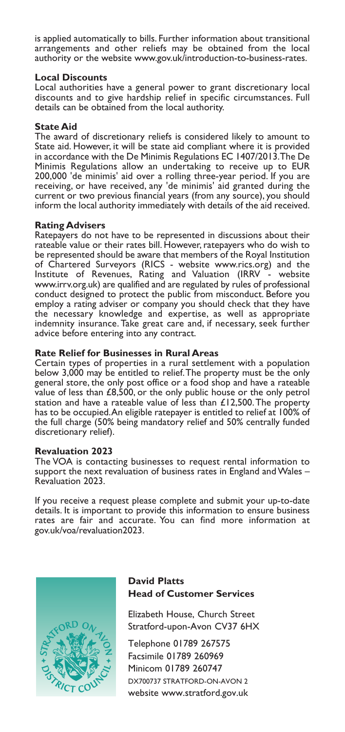is applied automatically to bills. Further information about transitional arrangements and other reliefs may be obtained from the local authority or the website www.gov.uk/introduction-to-business-rates.

**Local Discounts**

Local authorities have a general power to grant discretionary local discounts and to give hardship relief in specific circumstances. Full details can be obtained from the local authority.

**State Aid**

The award of discretionary reliefs is considered likely to amount to State aid. However, it will be state aid compliant where it is provided in accordance with the De Minimis Regulations EC 1407/2013. The De Minimis Regulations allow an undertaking to receive up to EUR 200,000 'de minimis' aid over a rolling three-year period. If you are receiving, or have received, any 'de minimis' aid granted during the current or two previous financial years (from any source), you should inform the local authority immediately with details of the aid received.

**Rating Advisers**

Ratepayers do not have to be represented in discussions about their rateable value or their rates bill. However, ratepayers who do wish to be represented should be aware that members of the Royal Institution of Chartered Surveyors (RICS - website www.rics.org) and the Institute of Revenues, Rating and Valuation (IRRV - website www.irrv.org.uk) are qualified and are regulated by rules of professional conduct designed to protect the public from misconduct. Before you employ a rating adviser or company you should check that they have the necessary knowledge and expertise, as well as appropriate indemnity insurance. Take great care and, if necessary, seek further advice before entering into any contract.

**Rate Relief for Businesses in Rural Areas**

Certain types of properties in a rural settlement with a population below 3,000 may be entitled to relief. The property must be the only general store, the only post office or a food shop and have a rateable value of less than £8,500, or the only public house or the only petrol station and have a rateable value of less than £12,500. The property has to be occupied. An eligible ratepayer is entitled to relief at 100% of the full charge (50% being mandatory relief and 50% centrally funded discretionary relief).

**Revaluation 2023**

The VOA is contacting businesses to request rental information to support the next revaluation of business rates in England and Wales – Revaluation 2023.

If you receive a request please complete and submit your up-to-date details. It is important to provide this information to ensure business rates are fair and accurate. You can find more information at gov.uk/voa/revaluation2023.

STRATFORD ON AVON DISTRICT COUNCIL

**David Platts**
**Head of Customer Services**

Elizabeth House, Church Street
Stratford-upon-Avon CV37 6HX

Telephone 01789 267575
Facsimile 01789 260969
Minicom 01789 260747
DX700737 STRATFORD-ON-AVON 2
website www.stratford.gov.uk